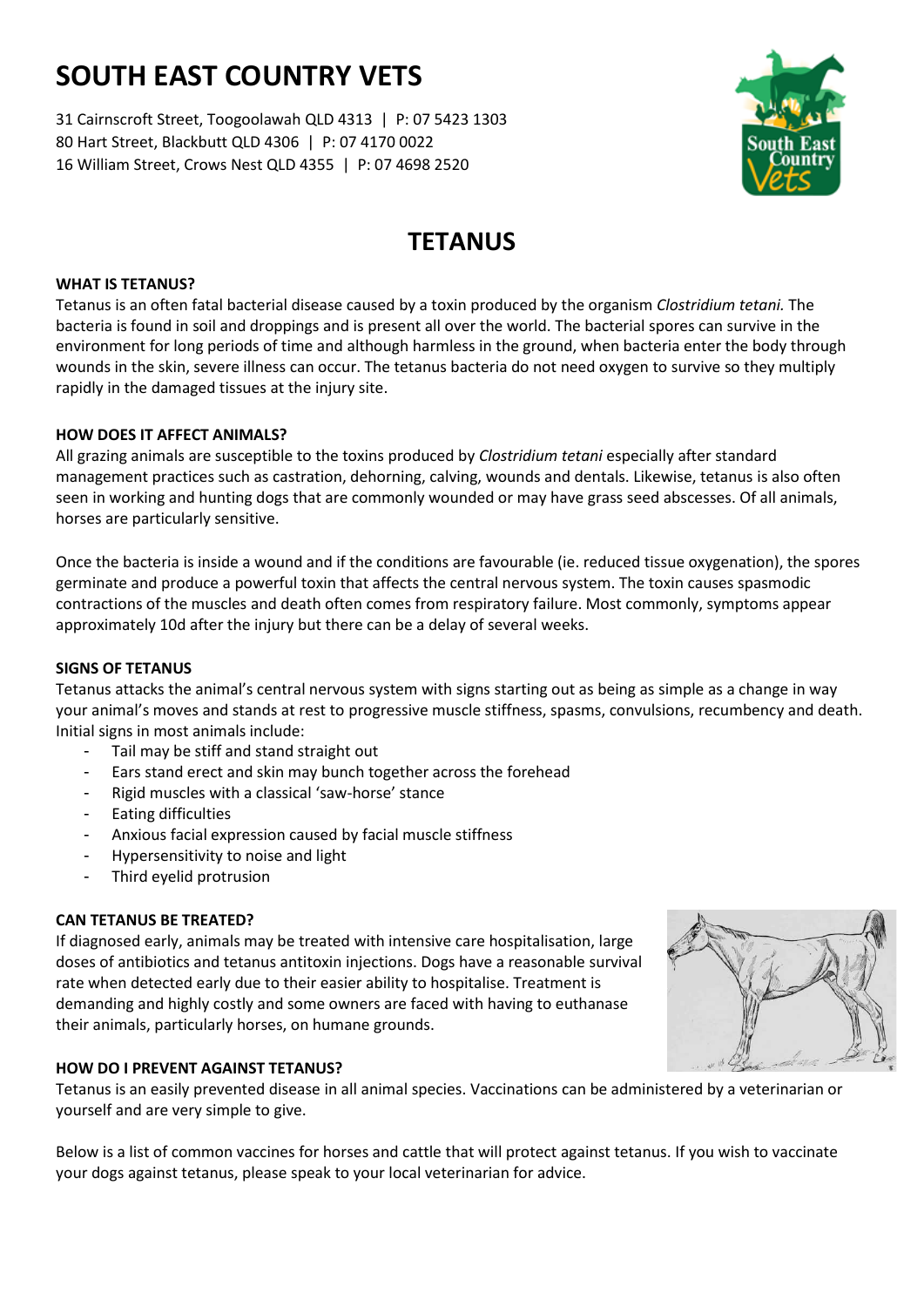# SOUTH EAST COUNTRY VETS

31 Cairnscroft Street, Toogoolawah QLD 4313 | P: 07 5423 1303
80 Hart Street, Blackbutt QLD 4306 | P: 07 4170 0022
16 William Street, Crows Nest QLD 4355 | P: 07 4698 2520

## TETANUS

### WHAT IS TETANUS?

Tetanus is an often fatal bacterial disease caused by a toxin produced by the organism *Clostridium tetani.* The bacteria is found in soil and droppings and is present all over the world. The bacterial spores can survive in the environment for long periods of time and although harmless in the ground, when bacteria enter the body through wounds in the skin, severe illness can occur. The tetanus bacteria do not need oxygen to survive so they multiply rapidly in the damaged tissues at the injury site.

### HOW DOES IT AFFECT ANIMALS?

All grazing animals are susceptible to the toxins produced by *Clostridium tetani* especially after standard management practices such as castration, dehorning, calving, wounds and dentals. Likewise, tetanus is also often seen in working and hunting dogs that are commonly wounded or may have grass seed abscesses. Of all animals, horses are particularly sensitive.

Once the bacteria is inside a wound and if the conditions are favourable (ie. reduced tissue oxygenation), the spores germinate and produce a powerful toxin that affects the central nervous system. The toxin causes spasmodic contractions of the muscles and death often comes from respiratory failure. Most commonly, symptoms appear approximately 10d after the injury but there can be a delay of several weeks.

### SIGNS OF TETANUS

Tetanus attacks the animal's central nervous system with signs starting out as being as simple as a change in way your animal's moves and stands at rest to progressive muscle stiffness, spasms, convulsions, recumbency and death. Initial signs in most animals include:

- Tail may be stiff and stand straight out
- Ears stand erect and skin may bunch together across the forehead
- Rigid muscles with a classical 'saw-horse' stance
- Eating difficulties
- Anxious facial expression caused by facial muscle stiffness
- Hypersensitivity to noise and light
- Third eyelid protrusion

### CAN TETANUS BE TREATED?

If diagnosed early, animals may be treated with intensive care hospitalisation, large doses of antibiotics and tetanus antitoxin injections. Dogs have a reasonable survival rate when detected early due to their easier ability to hospitalise. Treatment is demanding and highly costly and some owners are faced with having to euthanase their animals, particularly horses, on humane grounds.

### HOW DO I PREVENT AGAINST TETANUS?

Tetanus is an easily prevented disease in all animal species. Vaccinations can be administered by a veterinarian or yourself and are very simple to give.

Below is a list of common vaccines for horses and cattle that will protect against tetanus. If you wish to vaccinate your dogs against tetanus, please speak to your local veterinarian for advice.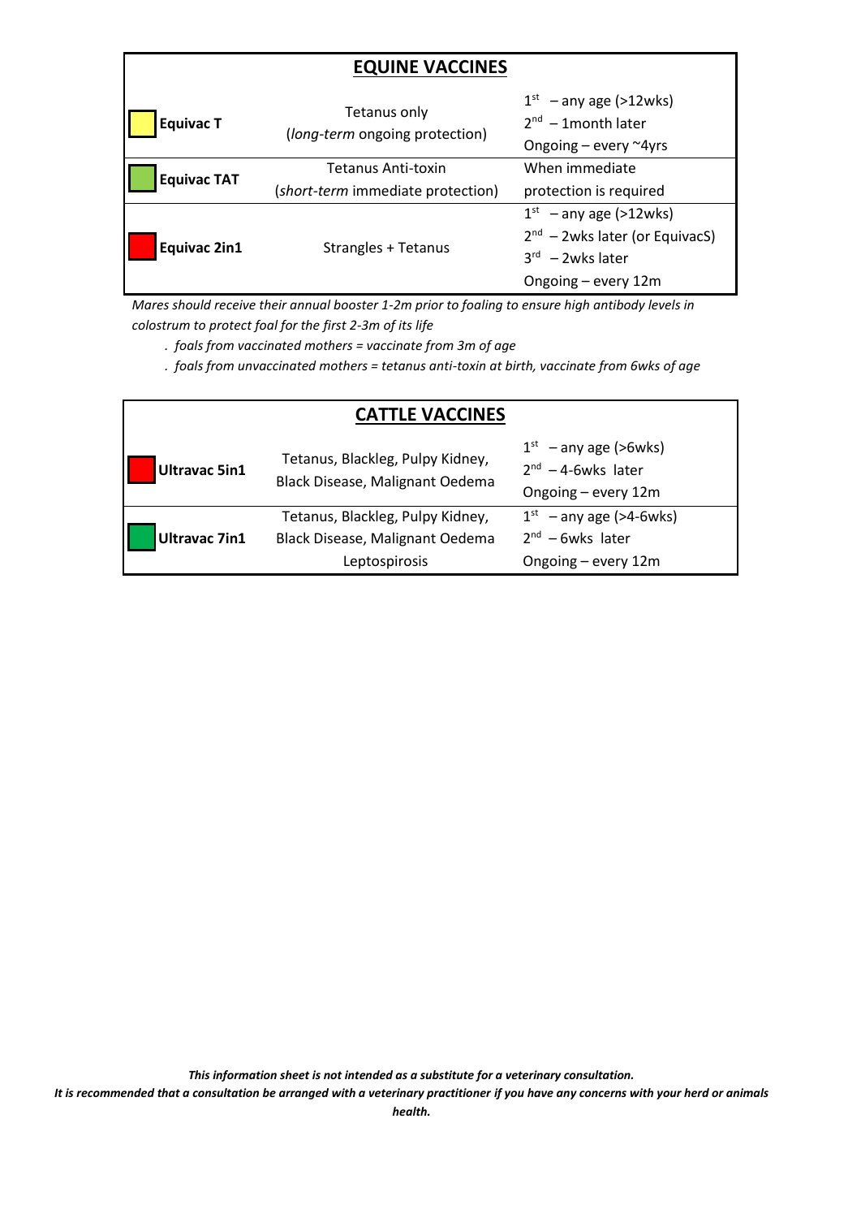## EQUINE VACCINES

| | | |
|---|---|---|
| **Equivac T** | Tetanus only<br>(*long-term* ongoing protection) | 1st – any age (>12wks)<br>2nd – 1month later<br>Ongoing – every ~4yrs |
| **Equivac TAT** | Tetanus Anti-toxin<br>(*short-term* immediate protection) | When immediate protection is required |
| **Equivac 2in1** | Strangles + Tetanus | 1st – any age (>12wks)<br>2nd – 2wks later (or EquivacS)<br>3rd – 2wks later<br>Ongoing – every 12m |

*Mares should receive their annual booster 1-2m prior to foaling to ensure high antibody levels in colostrum to protect foal for the first 2-3m of its life*

- *foals from vaccinated mothers = vaccinate from 3m of age*
- *foals from unvaccinated mothers = tetanus anti-toxin at birth, vaccinate from 6wks of age*

## CATTLE VACCINES

| | | |
|---|---|---|
| **Ultravac 5in1** | Tetanus, Blackleg, Pulpy Kidney, Black Disease, Malignant Oedema | 1st – any age (>6wks)<br>2nd – 4-6wks later<br>Ongoing – every 12m |
| **Ultravac 7in1** | Tetanus, Blackleg, Pulpy Kidney, Black Disease, Malignant Oedema Leptospirosis | 1st – any age (>4-6wks)<br>2nd – 6wks later<br>Ongoing – every 12m |

***This information sheet is not intended as a substitute for a veterinary consultation.***
***It is recommended that a consultation be arranged with a veterinary practitioner if you have any concerns with your herd or animals health.***